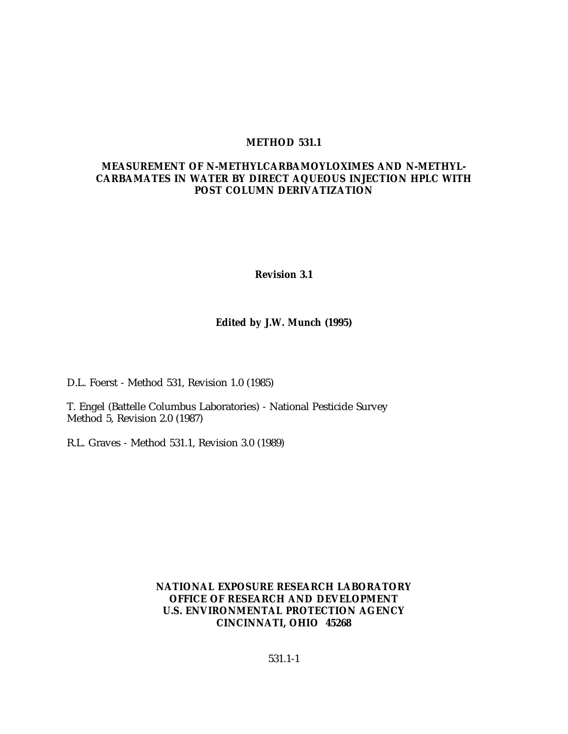# METHOD 531.1

## MEASUREMENT OF N-METHYLCARBAMOYLOXIMES AND N-METHYL-CARBAMATES IN WATER BY DIRECT AQUEOUS INJECTION HPLC WITH POST COLUMN DERIVATIZATION

**Revision 3.1**

**Edited by J.W. Munch (1995)**

D.L. Foerst - Method 531, Revision 1.0 (1985)

T. Engel (Battelle Columbus Laboratories) - National Pesticide Survey Method 5, Revision 2.0 (1987)

R.L. Graves - Method 531.1, Revision 3.0 (1989)

**NATIONAL EXPOSURE RESEARCH LABORATORY**
**OFFICE OF RESEARCH AND DEVELOPMENT**
**U.S. ENVIRONMENTAL PROTECTION AGENCY**
**CINCINNATI, OHIO 45268**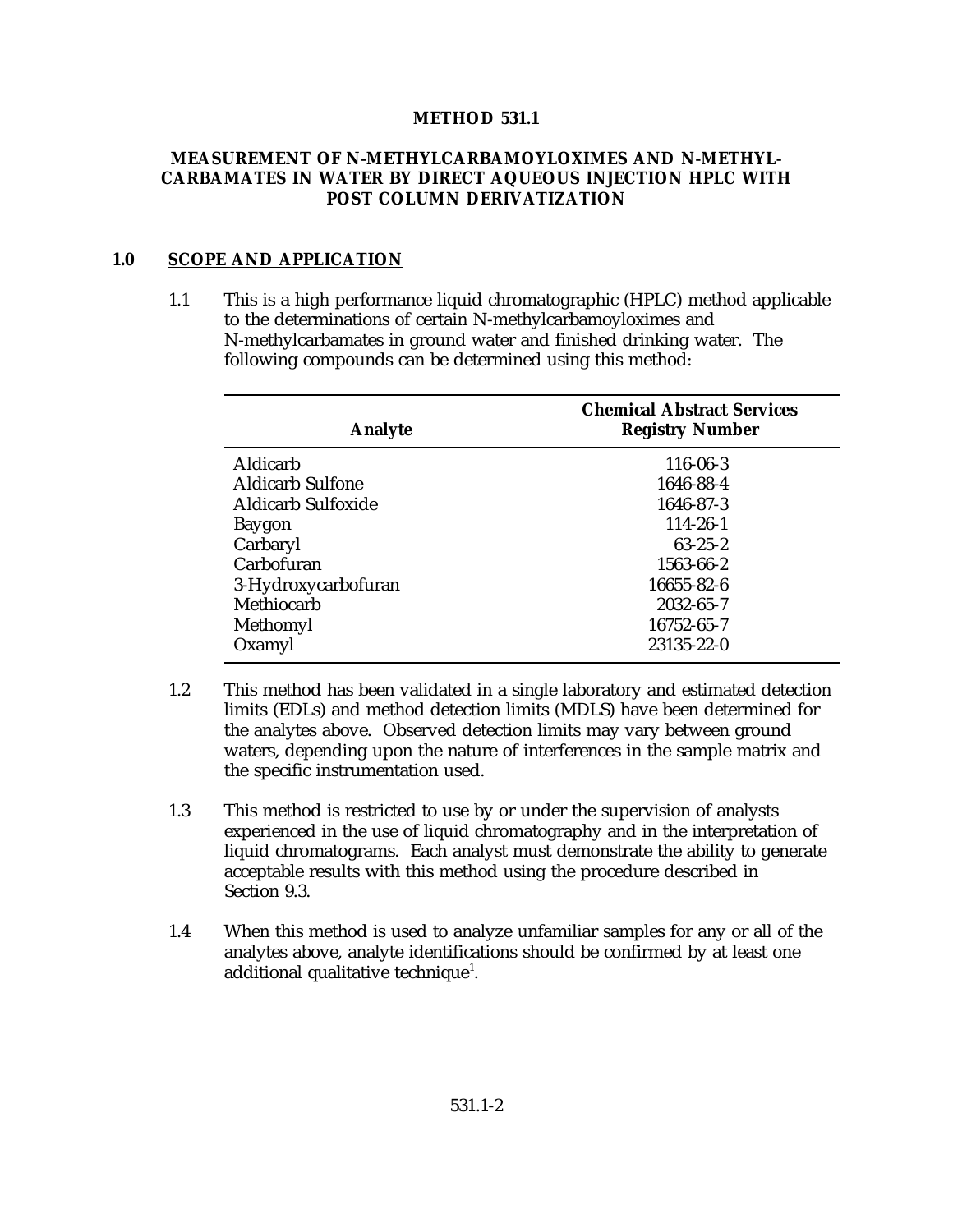# METHOD 531.1

## MEASUREMENT OF N-METHYLCARBAMOYLOXIMES AND N-METHYL-CARBAMATES IN WATER BY DIRECT AQUEOUS INJECTION HPLC WITH POST COLUMN DERIVATIZATION

## 1.0 SCOPE AND APPLICATION

1.1 This is a high performance liquid chromatographic (HPLC) method applicable to the determinations of certain N-methylcarbamoyloximes and N-methylcarbamates in ground water and finished drinking water. The following compounds can be determined using this method:

| Analyte | Chemical Abstract Services Registry Number |
|---|---|
| Aldicarb | 116-06-3 |
| Aldicarb Sulfone | 1646-88-4 |
| Aldicarb Sulfoxide | 1646-87-3 |
| Baygon | 114-26-1 |
| Carbaryl | 63-25-2 |
| Carbofuran | 1563-66-2 |
| 3-Hydroxycarbofuran | 16655-82-6 |
| Methiocarb | 2032-65-7 |
| Methomyl | 16752-65-7 |
| Oxamyl | 23135-22-0 |

1.2 This method has been validated in a single laboratory and estimated detection limits (EDLs) and method detection limits (MDLS) have been determined for the analytes above. Observed detection limits may vary between ground waters, depending upon the nature of interferences in the sample matrix and the specific instrumentation used.

1.3 This method is restricted to use by or under the supervision of analysts experienced in the use of liquid chromatography and in the interpretation of liquid chromatograms. Each analyst must demonstrate the ability to generate acceptable results with this method using the procedure described in Section 9.3.

1.4 When this method is used to analyze unfamiliar samples for any or all of the analytes above, analyte identifications should be confirmed by at least one additional qualitative technique[1].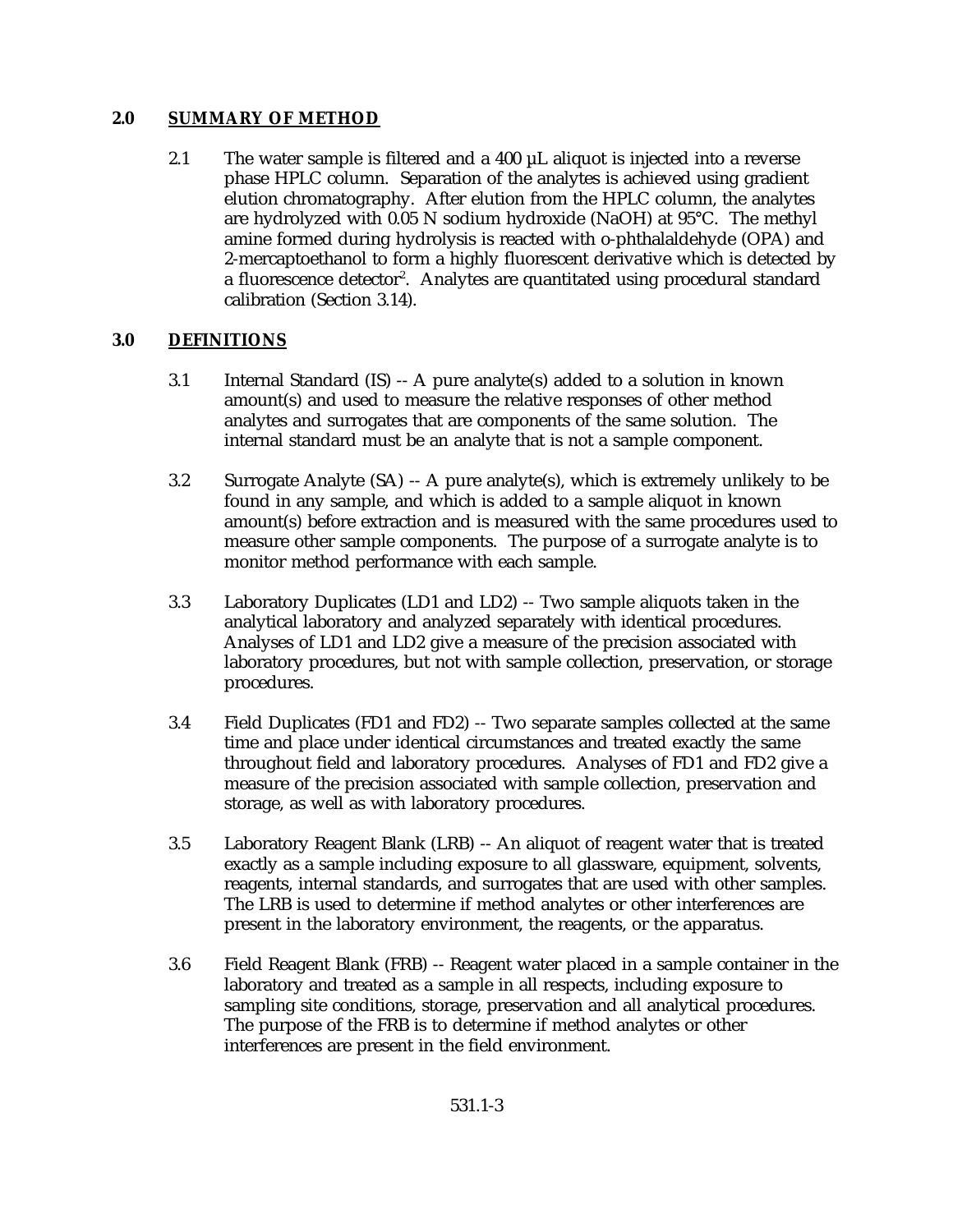## 2.0 SUMMARY OF METHOD

2.1 The water sample is filtered and a 400 µL aliquot is injected into a reverse phase HPLC column. Separation of the analytes is achieved using gradient elution chromatography. After elution from the HPLC column, the analytes are hydrolyzed with 0.05 N sodium hydroxide (NaOH) at 95°C. The methyl amine formed during hydrolysis is reacted with o-phthalaldehyde (OPA) and 2-mercaptoethanol to form a highly fluorescent derivative which is detected by a fluorescence detector[2]. Analytes are quantitated using procedural standard calibration (Section 3.14).

## 3.0 DEFINITIONS

3.1 Internal Standard (IS) -- A pure analyte(s) added to a solution in known amount(s) and used to measure the relative responses of other method analytes and surrogates that are components of the same solution. The internal standard must be an analyte that is not a sample component.

3.2 Surrogate Analyte (SA) -- A pure analyte(s), which is extremely unlikely to be found in any sample, and which is added to a sample aliquot in known amount(s) before extraction and is measured with the same procedures used to measure other sample components. The purpose of a surrogate analyte is to monitor method performance with each sample.

3.3 Laboratory Duplicates (LD1 and LD2) -- Two sample aliquots taken in the analytical laboratory and analyzed separately with identical procedures. Analyses of LD1 and LD2 give a measure of the precision associated with laboratory procedures, but not with sample collection, preservation, or storage procedures.

3.4 Field Duplicates (FD1 and FD2) -- Two separate samples collected at the same time and place under identical circumstances and treated exactly the same throughout field and laboratory procedures. Analyses of FD1 and FD2 give a measure of the precision associated with sample collection, preservation and storage, as well as with laboratory procedures.

3.5 Laboratory Reagent Blank (LRB) -- An aliquot of reagent water that is treated exactly as a sample including exposure to all glassware, equipment, solvents, reagents, internal standards, and surrogates that are used with other samples. The LRB is used to determine if method analytes or other interferences are present in the laboratory environment, the reagents, or the apparatus.

3.6 Field Reagent Blank (FRB) -- Reagent water placed in a sample container in the laboratory and treated as a sample in all respects, including exposure to sampling site conditions, storage, preservation and all analytical procedures. The purpose of the FRB is to determine if method analytes or other interferences are present in the field environment.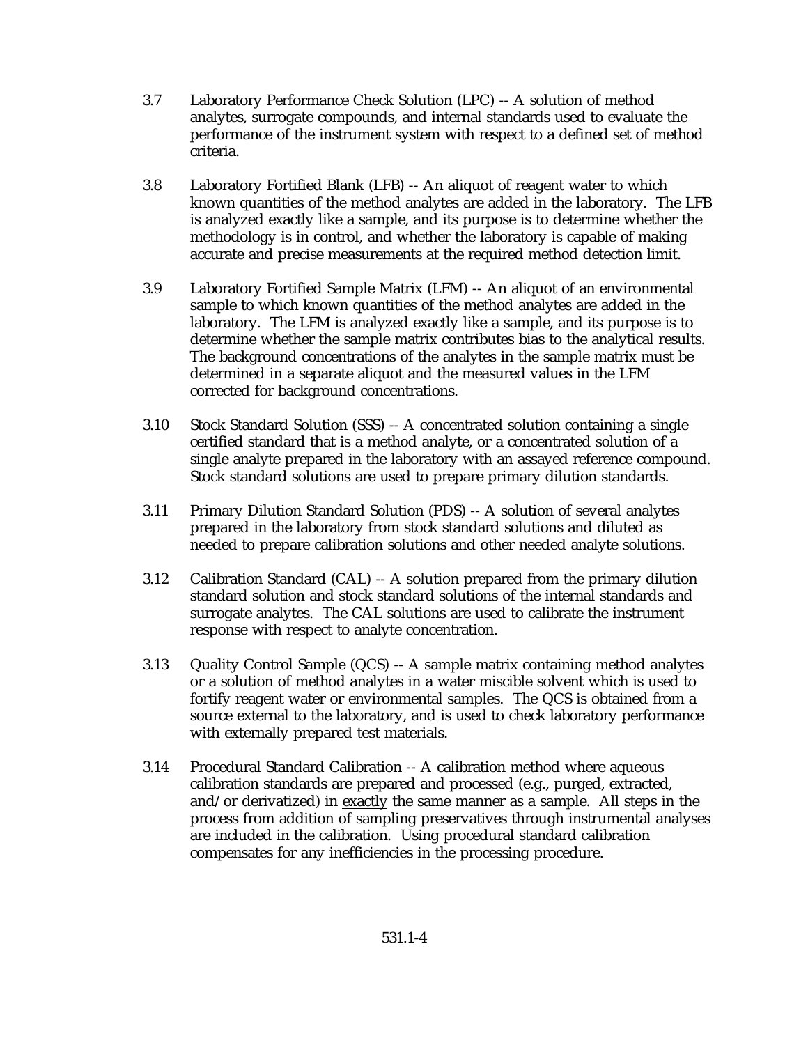3.7 Laboratory Performance Check Solution (LPC) -- A solution of method analytes, surrogate compounds, and internal standards used to evaluate the performance of the instrument system with respect to a defined set of method criteria.

3.8 Laboratory Fortified Blank (LFB) -- An aliquot of reagent water to which known quantities of the method analytes are added in the laboratory. The LFB is analyzed exactly like a sample, and its purpose is to determine whether the methodology is in control, and whether the laboratory is capable of making accurate and precise measurements at the required method detection limit.

3.9 Laboratory Fortified Sample Matrix (LFM) -- An aliquot of an environmental sample to which known quantities of the method analytes are added in the laboratory. The LFM is analyzed exactly like a sample, and its purpose is to determine whether the sample matrix contributes bias to the analytical results. The background concentrations of the analytes in the sample matrix must be determined in a separate aliquot and the measured values in the LFM corrected for background concentrations.

3.10 Stock Standard Solution (SSS) -- A concentrated solution containing a single certified standard that is a method analyte, or a concentrated solution of a single analyte prepared in the laboratory with an assayed reference compound. Stock standard solutions are used to prepare primary dilution standards.

3.11 Primary Dilution Standard Solution (PDS) -- A solution of several analytes prepared in the laboratory from stock standard solutions and diluted as needed to prepare calibration solutions and other needed analyte solutions.

3.12 Calibration Standard (CAL) -- A solution prepared from the primary dilution standard solution and stock standard solutions of the internal standards and surrogate analytes. The CAL solutions are used to calibrate the instrument response with respect to analyte concentration.

3.13 Quality Control Sample (QCS) -- A sample matrix containing method analytes or a solution of method analytes in a water miscible solvent which is used to fortify reagent water or environmental samples. The QCS is obtained from a source external to the laboratory, and is used to check laboratory performance with externally prepared test materials.

3.14 Procedural Standard Calibration -- A calibration method where aqueous calibration standards are prepared and processed (e.g., purged, extracted, and/or derivatized) in <u>exactly</u> the same manner as a sample. All steps in the process from addition of sampling preservatives through instrumental analyses are included in the calibration. Using procedural standard calibration compensates for any inefficiencies in the processing procedure.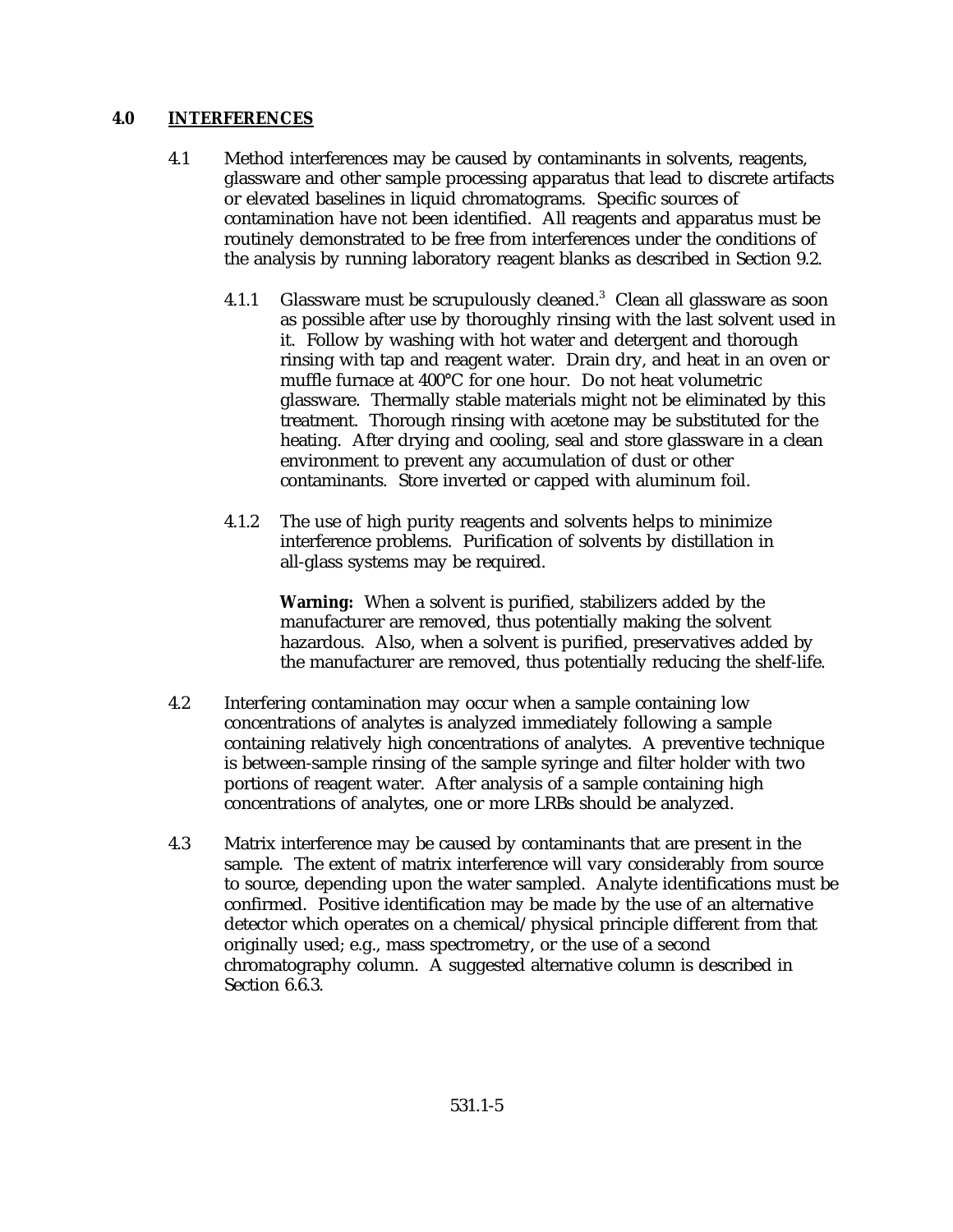## 4.0 INTERFERENCES

4.1 Method interferences may be caused by contaminants in solvents, reagents, glassware and other sample processing apparatus that lead to discrete artifacts or elevated baselines in liquid chromatograms. Specific sources of contamination have not been identified. All reagents and apparatus must be routinely demonstrated to be free from interferences under the conditions of the analysis by running laboratory reagent blanks as described in Section 9.2.

4.1.1 Glassware must be scrupulously cleaned.[3] Clean all glassware as soon as possible after use by thoroughly rinsing with the last solvent used in it. Follow by washing with hot water and detergent and thorough rinsing with tap and reagent water. Drain dry, and heat in an oven or muffle furnace at 400°C for one hour. Do not heat volumetric glassware. Thermally stable materials might not be eliminated by this treatment. Thorough rinsing with acetone may be substituted for the heating. After drying and cooling, seal and store glassware in a clean environment to prevent any accumulation of dust or other contaminants. Store inverted or capped with aluminum foil.

4.1.2 The use of high purity reagents and solvents helps to minimize interference problems. Purification of solvents by distillation in all-glass systems may be required.

**Warning:** When a solvent is purified, stabilizers added by the manufacturer are removed, thus potentially making the solvent hazardous. Also, when a solvent is purified, preservatives added by the manufacturer are removed, thus potentially reducing the shelf-life.

4.2 Interfering contamination may occur when a sample containing low concentrations of analytes is analyzed immediately following a sample containing relatively high concentrations of analytes. A preventive technique is between-sample rinsing of the sample syringe and filter holder with two portions of reagent water. After analysis of a sample containing high concentrations of analytes, one or more LRBs should be analyzed.

4.3 Matrix interference may be caused by contaminants that are present in the sample. The extent of matrix interference will vary considerably from source to source, depending upon the water sampled. Analyte identifications must be confirmed. Positive identification may be made by the use of an alternative detector which operates on a chemical/physical principle different from that originally used; e.g., mass spectrometry, or the use of a second chromatography column. A suggested alternative column is described in Section 6.6.3.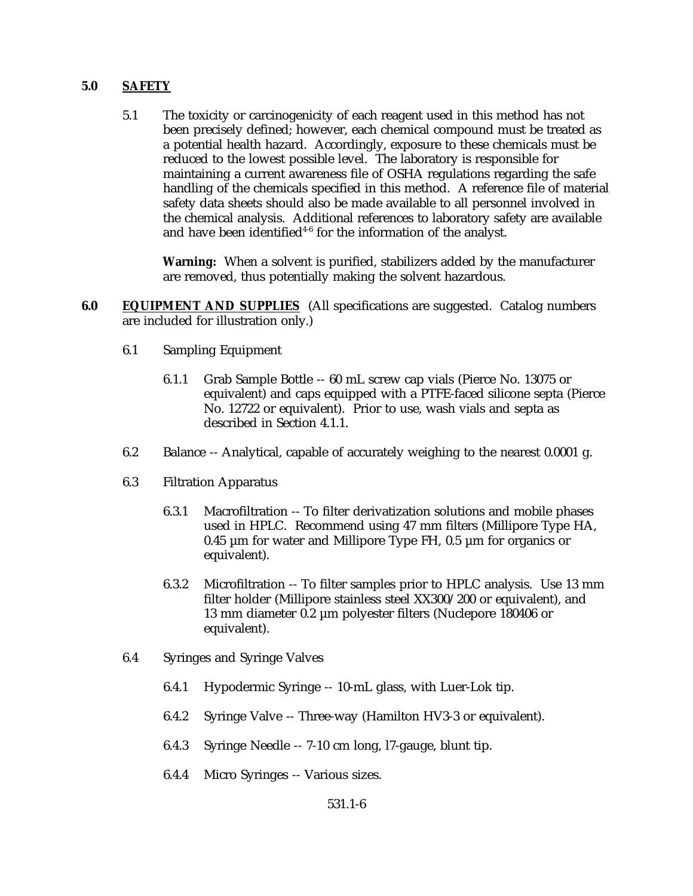## 5.0 SAFETY

5.1 The toxicity or carcinogenicity of each reagent used in this method has not been precisely defined; however, each chemical compound must be treated as a potential health hazard. Accordingly, exposure to these chemicals must be reduced to the lowest possible level. The laboratory is responsible for maintaining a current awareness file of OSHA regulations regarding the safe handling of the chemicals specified in this method. A reference file of material safety data sheets should also be made available to all personnel involved in the chemical analysis. Additional references to laboratory safety are available and have been identified[4-6] for the information of the analyst.

**Warning:** When a solvent is purified, stabilizers added by the manufacturer are removed, thus potentially making the solvent hazardous.

## 6.0 EQUIPMENT AND SUPPLIES (All specifications are suggested. Catalog numbers are included for illustration only.)

6.1 Sampling Equipment

6.1.1 Grab Sample Bottle -- 60 mL screw cap vials (Pierce No. 13075 or equivalent) and caps equipped with a PTFE-faced silicone septa (Pierce No. 12722 or equivalent). Prior to use, wash vials and septa as described in Section 4.1.1.

6.2 Balance -- Analytical, capable of accurately weighing to the nearest 0.0001 g.

6.3 Filtration Apparatus

6.3.1 Macrofiltration -- To filter derivatization solutions and mobile phases used in HPLC. Recommend using 47 mm filters (Millipore Type HA, 0.45 µm for water and Millipore Type FH, 0.5 µm for organics or equivalent).

6.3.2 Microfiltration -- To filter samples prior to HPLC analysis. Use 13 mm filter holder (Millipore stainless steel XX300/200 or equivalent), and 13 mm diameter 0.2 µm polyester filters (Nuclepore 180406 or equivalent).

6.4 Syringes and Syringe Valves

6.4.1 Hypodermic Syringe -- 10-mL glass, with Luer-Lok tip.

6.4.2 Syringe Valve -- Three-way (Hamilton HV3-3 or equivalent).

6.4.3 Syringe Needle -- 7-10 cm long, l7-gauge, blunt tip.

6.4.4 Micro Syringes -- Various sizes.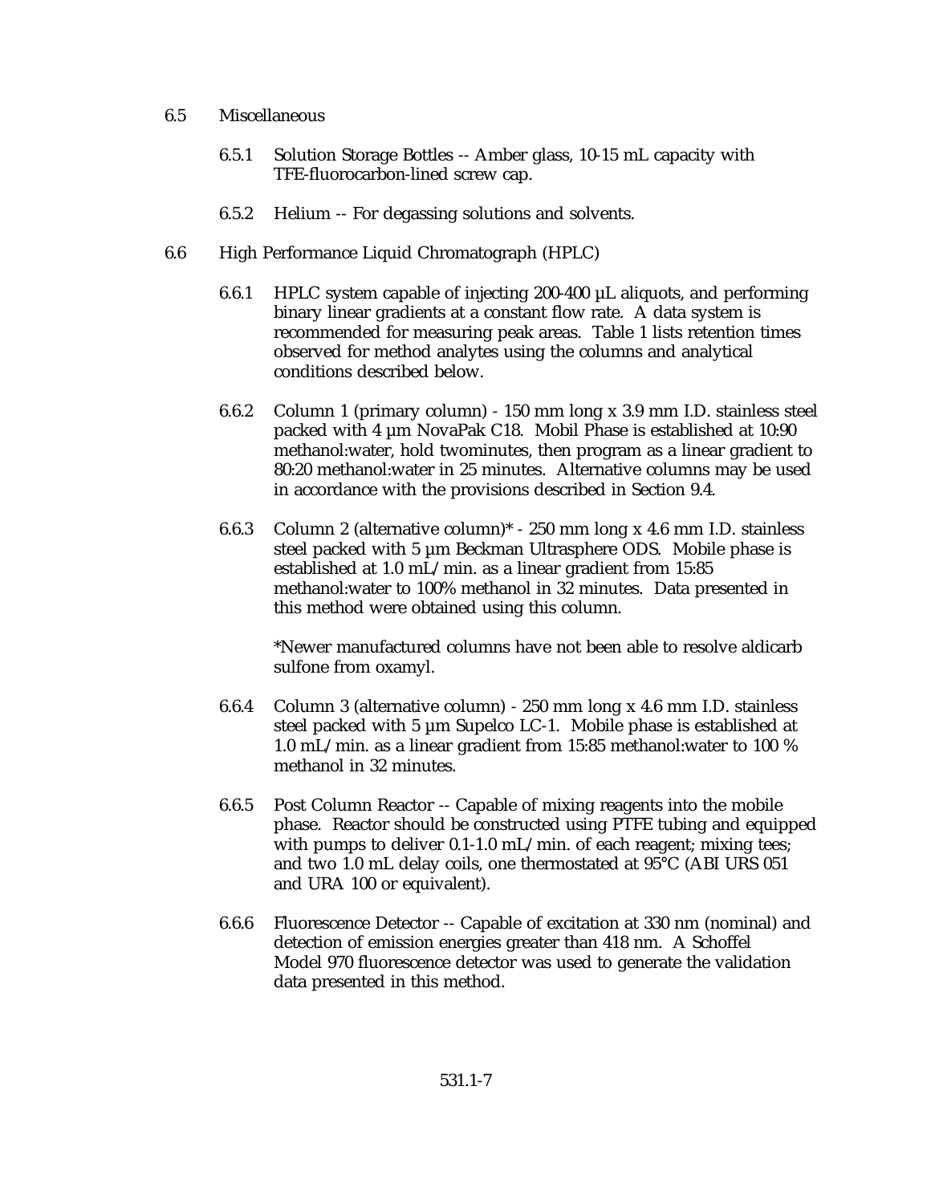6.5 Miscellaneous

6.5.1 Solution Storage Bottles -- Amber glass, 10-15 mL capacity with TFE-fluorocarbon-lined screw cap.

6.5.2 Helium -- For degassing solutions and solvents.

6.6 High Performance Liquid Chromatograph (HPLC)

6.6.1 HPLC system capable of injecting 200-400 µL aliquots, and performing binary linear gradients at a constant flow rate. A data system is recommended for measuring peak areas. Table 1 lists retention times observed for method analytes using the columns and analytical conditions described below.

6.6.2 Column 1 (primary column) - 150 mm long x 3.9 mm I.D. stainless steel packed with 4 µm NovaPak C18. Mobil Phase is established at 10:90 methanol:water, hold twominutes, then program as a linear gradient to 80:20 methanol:water in 25 minutes. Alternative columns may be used in accordance with the provisions described in Section 9.4.

6.6.3 Column 2 (alternative column)* - 250 mm long x 4.6 mm I.D. stainless steel packed with 5 µm Beckman Ultrasphere ODS. Mobile phase is established at 1.0 mL/min. as a linear gradient from 15:85 methanol:water to 100% methanol in 32 minutes. Data presented in this method were obtained using this column.

*Newer manufactured columns have not been able to resolve aldicarb sulfone from oxamyl.

6.6.4 Column 3 (alternative column) - 250 mm long x 4.6 mm I.D. stainless steel packed with 5 µm Supelco LC-1. Mobile phase is established at 1.0 mL/min. as a linear gradient from 15:85 methanol:water to 100 % methanol in 32 minutes.

6.6.5 Post Column Reactor -- Capable of mixing reagents into the mobile phase. Reactor should be constructed using PTFE tubing and equipped with pumps to deliver 0.1-1.0 mL/min. of each reagent; mixing tees; and two 1.0 mL delay coils, one thermostated at 95°C (ABI URS 051 and URA 100 or equivalent).

6.6.6 Fluorescence Detector -- Capable of excitation at 330 nm (nominal) and detection of emission energies greater than 418 nm. A Schoffel Model 970 fluorescence detector was used to generate the validation data presented in this method.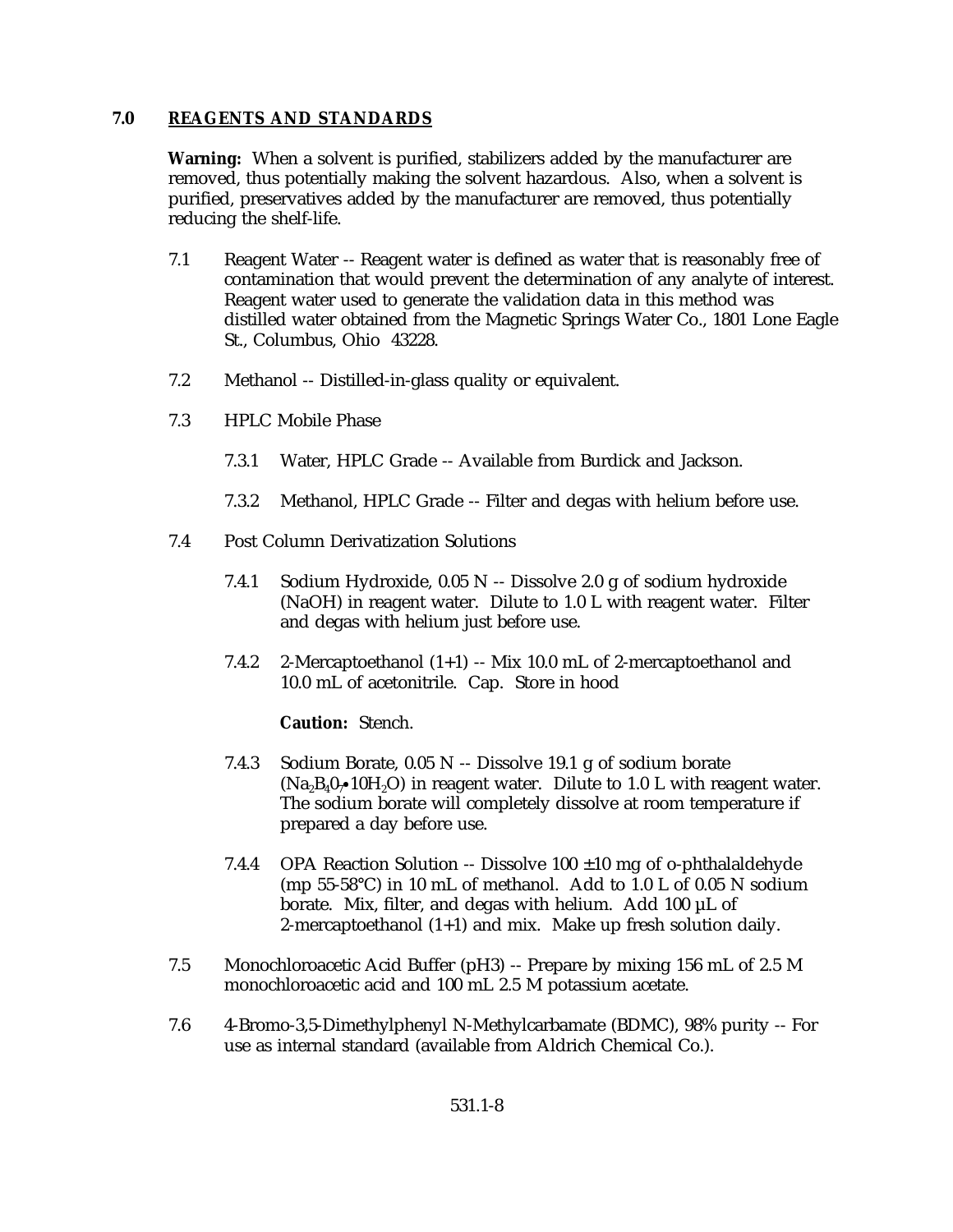## 7.0 REAGENTS AND STANDARDS

**Warning:** When a solvent is purified, stabilizers added by the manufacturer are removed, thus potentially making the solvent hazardous. Also, when a solvent is purified, preservatives added by the manufacturer are removed, thus potentially reducing the shelf-life.

7.1 Reagent Water -- Reagent water is defined as water that is reasonably free of contamination that would prevent the determination of any analyte of interest. Reagent water used to generate the validation data in this method was distilled water obtained from the Magnetic Springs Water Co., 1801 Lone Eagle St., Columbus, Ohio 43228.

7.2 Methanol -- Distilled-in-glass quality or equivalent.

7.3 HPLC Mobile Phase

7.3.1 Water, HPLC Grade -- Available from Burdick and Jackson.

7.3.2 Methanol, HPLC Grade -- Filter and degas with helium before use.

7.4 Post Column Derivatization Solutions

7.4.1 Sodium Hydroxide, 0.05 N -- Dissolve 2.0 g of sodium hydroxide (NaOH) in reagent water. Dilute to 1.0 L with reagent water. Filter and degas with helium just before use.

7.4.2 2-Mercaptoethanol (1+1) -- Mix 10.0 mL of 2-mercaptoethanol and 10.0 mL of acetonitrile. Cap. Store in hood

**Caution:** Stench.

7.4.3 Sodium Borate, 0.05 N -- Dissolve 19.1 g of sodium borate ($Na_2B_40_7 \bullet 10H_2O$) in reagent water. Dilute to 1.0 L with reagent water. The sodium borate will completely dissolve at room temperature if prepared a day before use.

7.4.4 OPA Reaction Solution -- Dissolve 100 ±10 mg of o-phthalaldehyde (mp 55-58°C) in 10 mL of methanol. Add to 1.0 L of 0.05 N sodium borate. Mix, filter, and degas with helium. Add 100 µL of 2-mercaptoethanol (1+1) and mix. Make up fresh solution daily.

7.5 Monochloroacetic Acid Buffer (pH3) -- Prepare by mixing 156 mL of 2.5 M monochloroacetic acid and 100 mL 2.5 M potassium acetate.

7.6 4-Bromo-3,5-Dimethylphenyl N-Methylcarbamate (BDMC), 98% purity -- For use as internal standard (available from Aldrich Chemical Co.).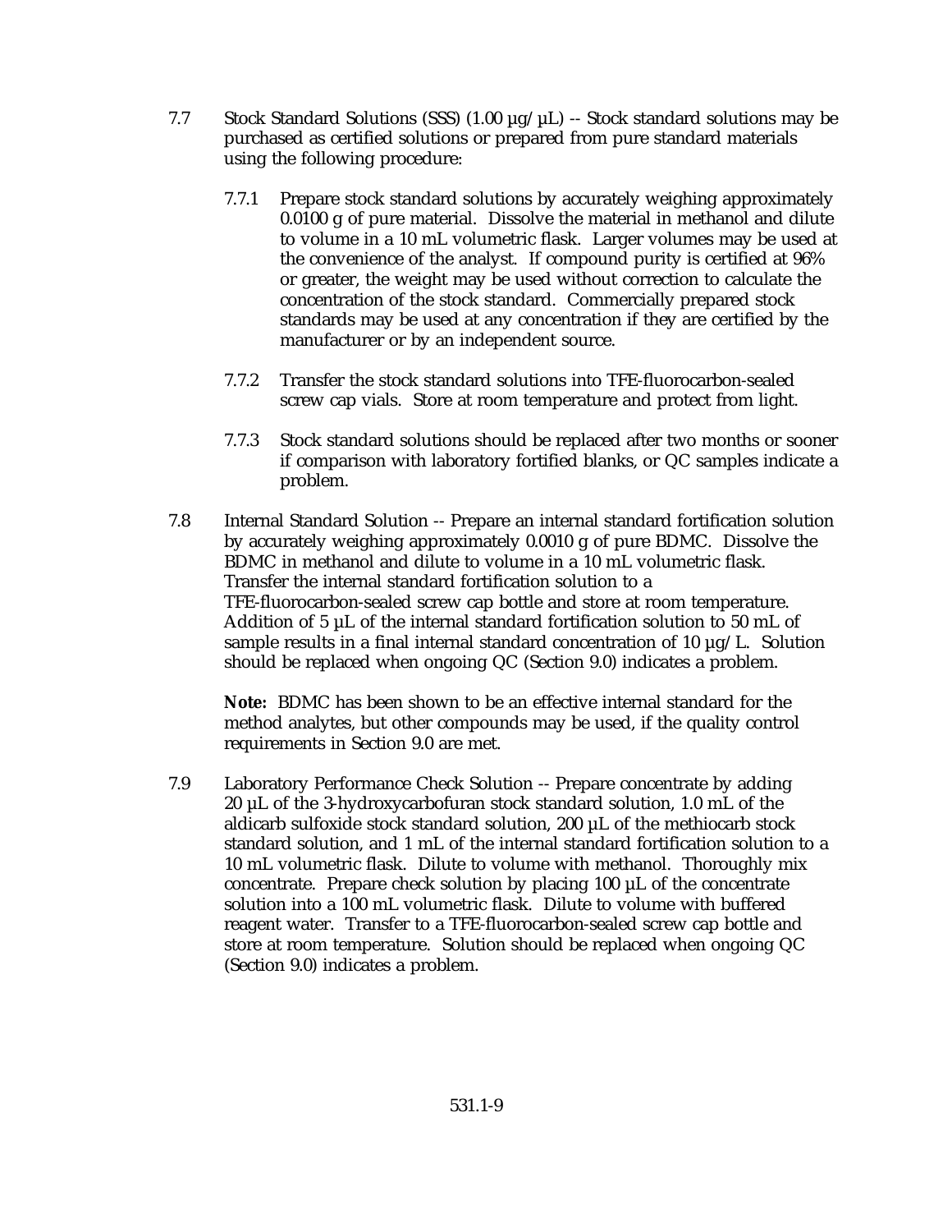7.7 Stock Standard Solutions (SSS) (1.00 µg/µL) -- Stock standard solutions may be purchased as certified solutions or prepared from pure standard materials using the following procedure:

7.7.1 Prepare stock standard solutions by accurately weighing approximately 0.0100 g of pure material. Dissolve the material in methanol and dilute to volume in a 10 mL volumetric flask. Larger volumes may be used at the convenience of the analyst. If compound purity is certified at 96% or greater, the weight may be used without correction to calculate the concentration of the stock standard. Commercially prepared stock standards may be used at any concentration if they are certified by the manufacturer or by an independent source.

7.7.2 Transfer the stock standard solutions into TFE-fluorocarbon-sealed screw cap vials. Store at room temperature and protect from light.

7.7.3 Stock standard solutions should be replaced after two months or sooner if comparison with laboratory fortified blanks, or QC samples indicate a problem.

7.8 Internal Standard Solution -- Prepare an internal standard fortification solution by accurately weighing approximately 0.0010 g of pure BDMC. Dissolve the BDMC in methanol and dilute to volume in a 10 mL volumetric flask. Transfer the internal standard fortification solution to a TFE-fluorocarbon-sealed screw cap bottle and store at room temperature. Addition of 5 µL of the internal standard fortification solution to 50 mL of sample results in a final internal standard concentration of 10 µg/L. Solution should be replaced when ongoing QC (Section 9.0) indicates a problem.

**Note:** BDMC has been shown to be an effective internal standard for the method analytes, but other compounds may be used, if the quality control requirements in Section 9.0 are met.

7.9 Laboratory Performance Check Solution -- Prepare concentrate by adding 20 µL of the 3-hydroxycarbofuran stock standard solution, 1.0 mL of the aldicarb sulfoxide stock standard solution, 200 µL of the methiocarb stock standard solution, and 1 mL of the internal standard fortification solution to a 10 mL volumetric flask. Dilute to volume with methanol. Thoroughly mix concentrate. Prepare check solution by placing 100 µL of the concentrate solution into a 100 mL volumetric flask. Dilute to volume with buffered reagent water. Transfer to a TFE-fluorocarbon-sealed screw cap bottle and store at room temperature. Solution should be replaced when ongoing QC (Section 9.0) indicates a problem.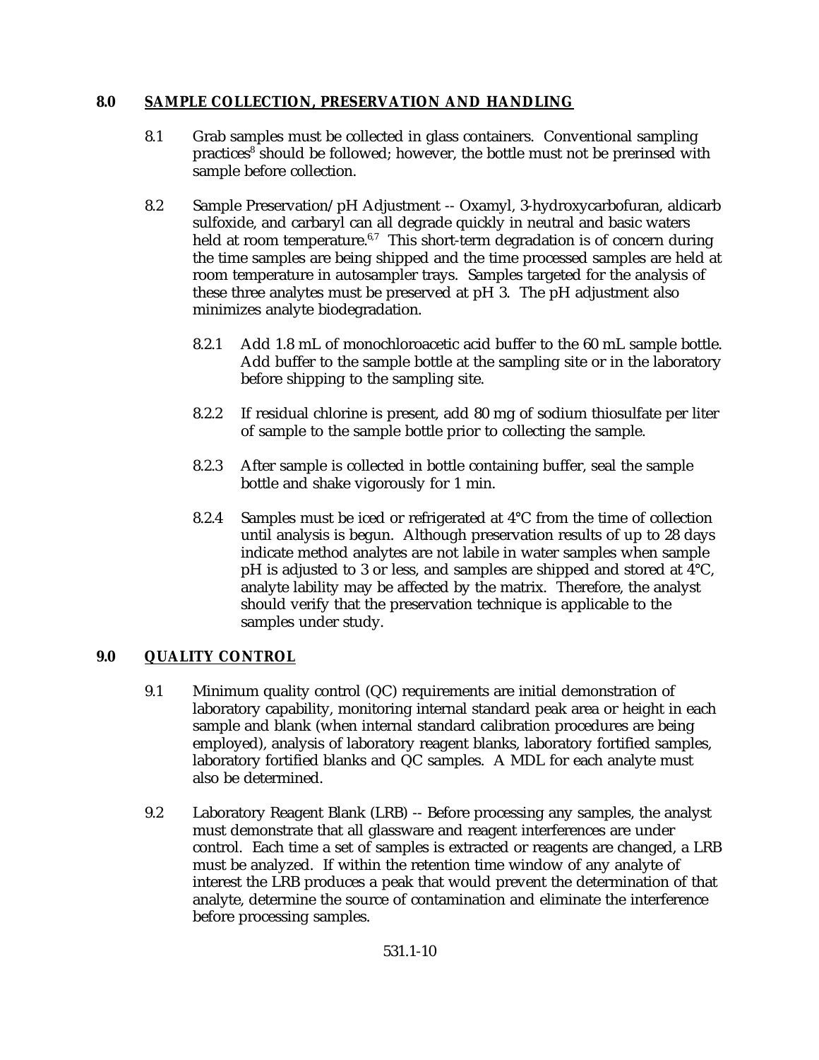## 8.0 SAMPLE COLLECTION, PRESERVATION AND HANDLING

8.1 Grab samples must be collected in glass containers. Conventional sampling practices[8] should be followed; however, the bottle must not be prerinsed with sample before collection.

8.2 Sample Preservation/pH Adjustment -- Oxamyl, 3-hydroxycarbofuran, aldicarb sulfoxide, and carbaryl can all degrade quickly in neutral and basic waters held at room temperature.[6,7] This short-term degradation is of concern during the time samples are being shipped and the time processed samples are held at room temperature in autosampler trays. Samples targeted for the analysis of these three analytes must be preserved at pH 3. The pH adjustment also minimizes analyte biodegradation.

8.2.1 Add 1.8 mL of monochloroacetic acid buffer to the 60 mL sample bottle. Add buffer to the sample bottle at the sampling site or in the laboratory before shipping to the sampling site.

8.2.2 If residual chlorine is present, add 80 mg of sodium thiosulfate per liter of sample to the sample bottle prior to collecting the sample.

8.2.3 After sample is collected in bottle containing buffer, seal the sample bottle and shake vigorously for 1 min.

8.2.4 Samples must be iced or refrigerated at 4°C from the time of collection until analysis is begun. Although preservation results of up to 28 days indicate method analytes are not labile in water samples when sample pH is adjusted to 3 or less, and samples are shipped and stored at 4°C, analyte lability may be affected by the matrix. Therefore, the analyst should verify that the preservation technique is applicable to the samples under study.

## 9.0 QUALITY CONTROL

9.1 Minimum quality control (QC) requirements are initial demonstration of laboratory capability, monitoring internal standard peak area or height in each sample and blank (when internal standard calibration procedures are being employed), analysis of laboratory reagent blanks, laboratory fortified samples, laboratory fortified blanks and QC samples. A MDL for each analyte must also be determined.

9.2 Laboratory Reagent Blank (LRB) -- Before processing any samples, the analyst must demonstrate that all glassware and reagent interferences are under control. Each time a set of samples is extracted or reagents are changed, a LRB must be analyzed. If within the retention time window of any analyte of interest the LRB produces a peak that would prevent the determination of that analyte, determine the source of contamination and eliminate the interference before processing samples.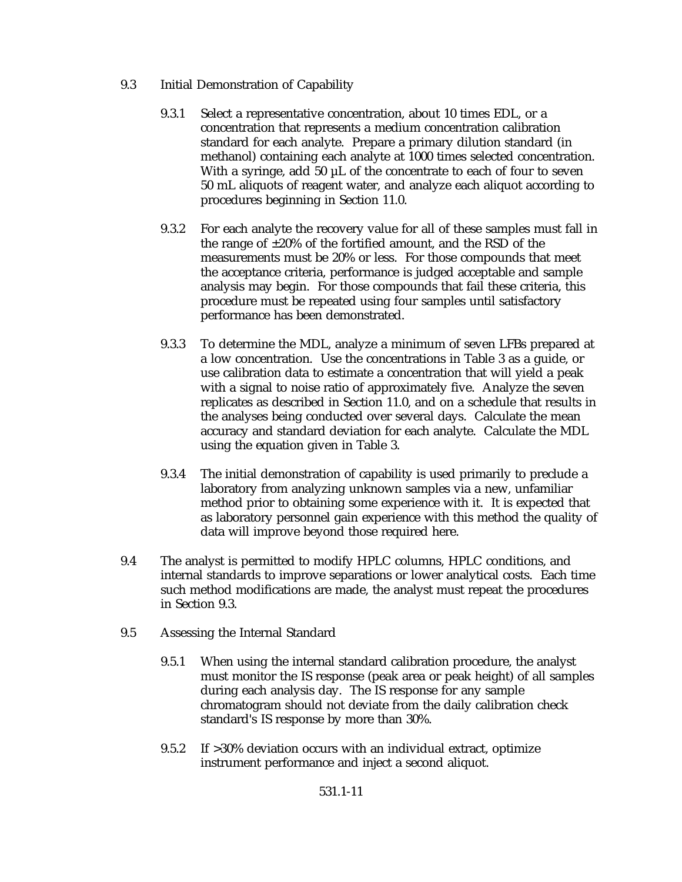9.3 Initial Demonstration of Capability

9.3.1 Select a representative concentration, about 10 times EDL, or a concentration that represents a medium concentration calibration standard for each analyte. Prepare a primary dilution standard (in methanol) containing each analyte at 1000 times selected concentration. With a syringe, add 50 µL of the concentrate to each of four to seven 50 mL aliquots of reagent water, and analyze each aliquot according to procedures beginning in Section 11.0.

9.3.2 For each analyte the recovery value for all of these samples must fall in the range of ±20% of the fortified amount, and the RSD of the measurements must be 20% or less. For those compounds that meet the acceptance criteria, performance is judged acceptable and sample analysis may begin. For those compounds that fail these criteria, this procedure must be repeated using four samples until satisfactory performance has been demonstrated.

9.3.3 To determine the MDL, analyze a minimum of seven LFBs prepared at a low concentration. Use the concentrations in Table 3 as a guide, or use calibration data to estimate a concentration that will yield a peak with a signal to noise ratio of approximately five. Analyze the seven replicates as described in Section 11.0, and on a schedule that results in the analyses being conducted over several days. Calculate the mean accuracy and standard deviation for each analyte. Calculate the MDL using the equation given in Table 3.

9.3.4 The initial demonstration of capability is used primarily to preclude a laboratory from analyzing unknown samples via a new, unfamiliar method prior to obtaining some experience with it. It is expected that as laboratory personnel gain experience with this method the quality of data will improve beyond those required here.

9.4 The analyst is permitted to modify HPLC columns, HPLC conditions, and internal standards to improve separations or lower analytical costs. Each time such method modifications are made, the analyst must repeat the procedures in Section 9.3.

9.5 Assessing the Internal Standard

9.5.1 When using the internal standard calibration procedure, the analyst must monitor the IS response (peak area or peak height) of all samples during each analysis day. The IS response for any sample chromatogram should not deviate from the daily calibration check standard's IS response by more than 30%.

9.5.2 If >30% deviation occurs with an individual extract, optimize instrument performance and inject a second aliquot.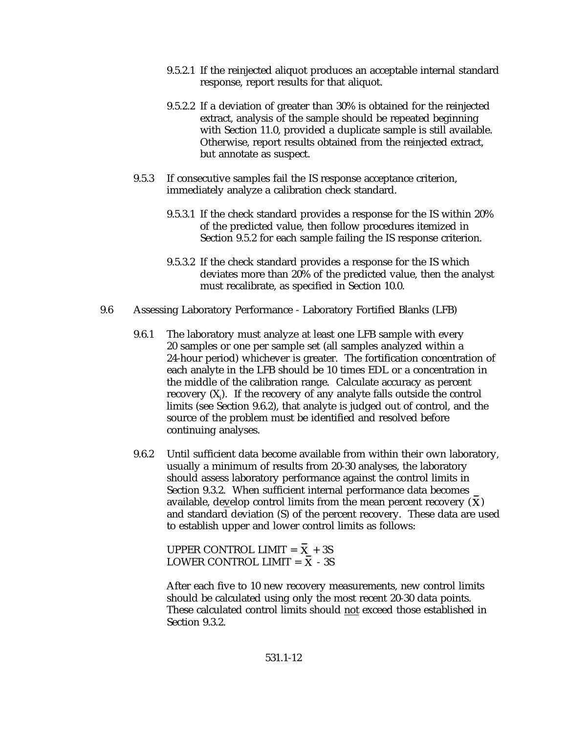9.5.2.1 If the reinjected aliquot produces an acceptable internal standard response, report results for that aliquot.

9.5.2.2 If a deviation of greater than 30% is obtained for the reinjected extract, analysis of the sample should be repeated beginning with Section 11.0, provided a duplicate sample is still available. Otherwise, report results obtained from the reinjected extract, but annotate as suspect.

9.5.3 If consecutive samples fail the IS response acceptance criterion, immediately analyze a calibration check standard.

9.5.3.1 If the check standard provides a response for the IS within 20% of the predicted value, then follow procedures itemized in Section 9.5.2 for each sample failing the IS response criterion.

9.5.3.2 If the check standard provides a response for the IS which deviates more than 20% of the predicted value, then the analyst must recalibrate, as specified in Section 10.0.

9.6 Assessing Laboratory Performance - Laboratory Fortified Blanks (LFB)

9.6.1 The laboratory must analyze at least one LFB sample with every 20 samples or one per sample set (all samples analyzed within a 24-hour period) whichever is greater. The fortification concentration of each analyte in the LFB should be 10 times EDL or a concentration in the middle of the calibration range. Calculate accuracy as percent recovery ($X_i$). If the recovery of any analyte falls outside the control limits (see Section 9.6.2), that analyte is judged out of control, and the source of the problem must be identified and resolved before continuing analyses.

9.6.2 Until sufficient data become available from within their own laboratory, usually a minimum of results from 20-30 analyses, the laboratory should assess laboratory performance against the control limits in Section 9.3.2. When sufficient internal performance data becomes available, develop control limits from the mean percent recovery ($\bar{X}$) and standard deviation (S) of the percent recovery. These data are used to establish upper and lower control limits as follows:

UPPER CONTROL LIMIT = $\bar{X} + 3S$
LOWER CONTROL LIMIT = $\bar{X} - 3S$

After each five to 10 new recovery measurements, new control limits should be calculated using only the most recent 20-30 data points. These calculated control limits should not exceed those established in Section 9.3.2.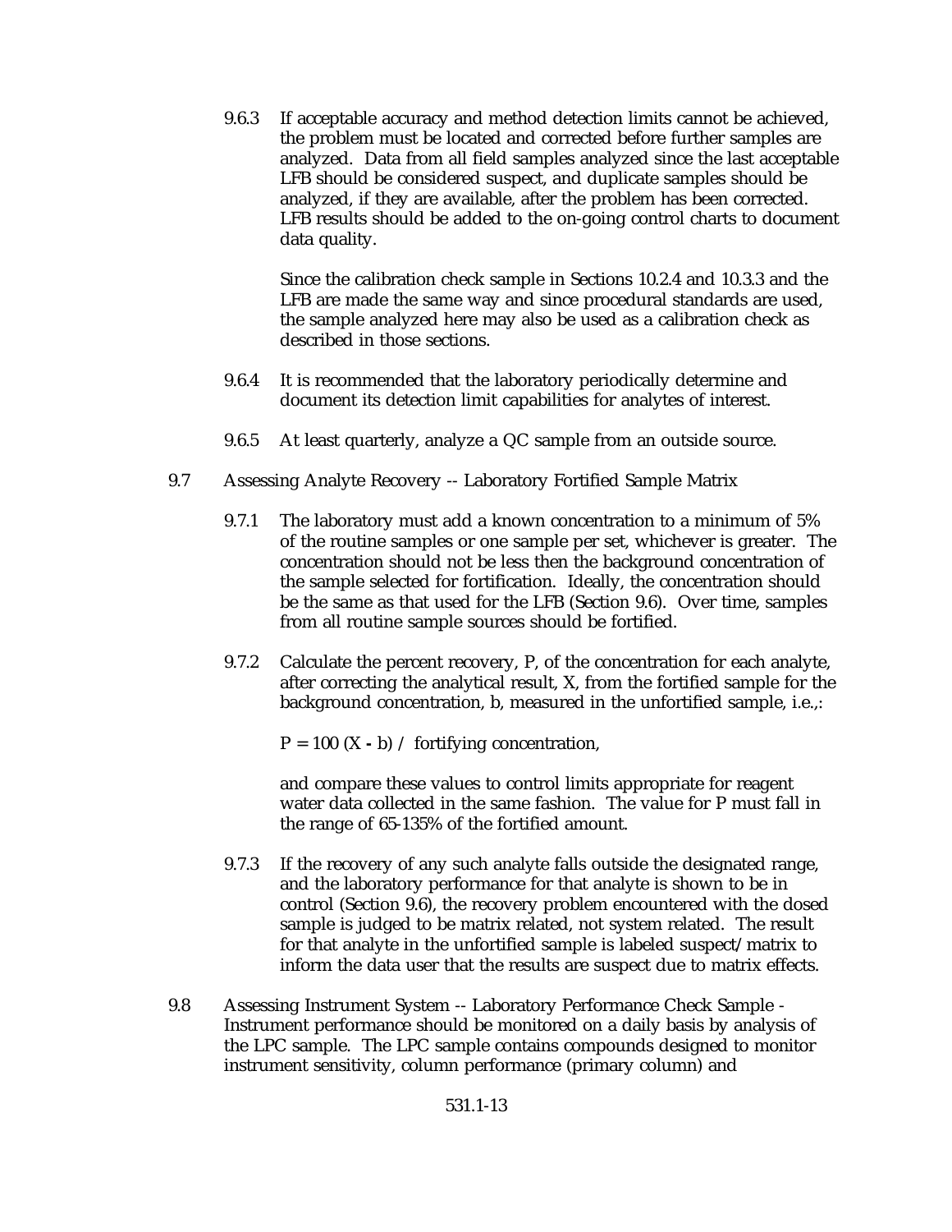9.6.3 If acceptable accuracy and method detection limits cannot be achieved, the problem must be located and corrected before further samples are analyzed. Data from all field samples analyzed since the last acceptable LFB should be considered suspect, and duplicate samples should be analyzed, if they are available, after the problem has been corrected. LFB results should be added to the on-going control charts to document data quality.

Since the calibration check sample in Sections 10.2.4 and 10.3.3 and the LFB are made the same way and since procedural standards are used, the sample analyzed here may also be used as a calibration check as described in those sections.

9.6.4 It is recommended that the laboratory periodically determine and document its detection limit capabilities for analytes of interest.

9.6.5 At least quarterly, analyze a QC sample from an outside source.

9.7 Assessing Analyte Recovery -- Laboratory Fortified Sample Matrix

9.7.1 The laboratory must add a known concentration to a minimum of 5% of the routine samples or one sample per set, whichever is greater. The concentration should not be less then the background concentration of the sample selected for fortification. Ideally, the concentration should be the same as that used for the LFB (Section 9.6). Over time, samples from all routine sample sources should be fortified.

9.7.2 Calculate the percent recovery, P, of the concentration for each analyte, after correcting the analytical result, X, from the fortified sample for the background concentration, b, measured in the unfortified sample, i.e.,:

$P = 100 (X - b) /$ fortifying concentration,

and compare these values to control limits appropriate for reagent water data collected in the same fashion. The value for P must fall in the range of 65-135% of the fortified amount.

9.7.3 If the recovery of any such analyte falls outside the designated range, and the laboratory performance for that analyte is shown to be in control (Section 9.6), the recovery problem encountered with the dosed sample is judged to be matrix related, not system related. The result for that analyte in the unfortified sample is labeled suspect/matrix to inform the data user that the results are suspect due to matrix effects.

9.8 Assessing Instrument System -- Laboratory Performance Check Sample - Instrument performance should be monitored on a daily basis by analysis of the LPC sample. The LPC sample contains compounds designed to monitor instrument sensitivity, column performance (primary column) and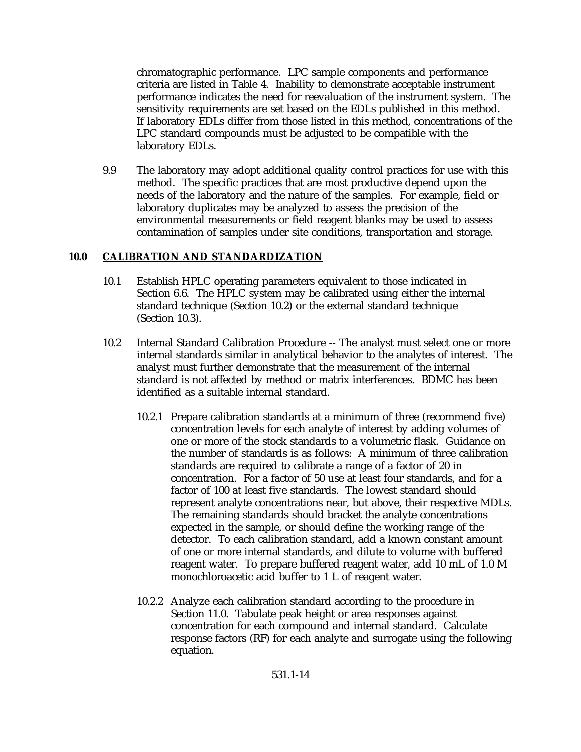chromatographic performance. LPC sample components and performance criteria are listed in Table 4. Inability to demonstrate acceptable instrument performance indicates the need for reevaluation of the instrument system. The sensitivity requirements are set based on the EDLs published in this method. If laboratory EDLs differ from those listed in this method, concentrations of the LPC standard compounds must be adjusted to be compatible with the laboratory EDLs.

9.9 The laboratory may adopt additional quality control practices for use with this method. The specific practices that are most productive depend upon the needs of the laboratory and the nature of the samples. For example, field or laboratory duplicates may be analyzed to assess the precision of the environmental measurements or field reagent blanks may be used to assess contamination of samples under site conditions, transportation and storage.

## 10.0 CALIBRATION AND STANDARDIZATION

10.1 Establish HPLC operating parameters equivalent to those indicated in Section 6.6. The HPLC system may be calibrated using either the internal standard technique (Section 10.2) or the external standard technique (Section 10.3).

10.2 Internal Standard Calibration Procedure -- The analyst must select one or more internal standards similar in analytical behavior to the analytes of interest. The analyst must further demonstrate that the measurement of the internal standard is not affected by method or matrix interferences. BDMC has been identified as a suitable internal standard.

10.2.1 Prepare calibration standards at a minimum of three (recommend five) concentration levels for each analyte of interest by adding volumes of one or more of the stock standards to a volumetric flask. Guidance on the number of standards is as follows: A minimum of three calibration standards are required to calibrate a range of a factor of 20 in concentration. For a factor of 50 use at least four standards, and for a factor of 100 at least five standards. The lowest standard should represent analyte concentrations near, but above, their respective MDLs. The remaining standards should bracket the analyte concentrations expected in the sample, or should define the working range of the detector. To each calibration standard, add a known constant amount of one or more internal standards, and dilute to volume with buffered reagent water. To prepare buffered reagent water, add 10 mL of 1.0 M monochloroacetic acid buffer to 1 L of reagent water.

10.2.2 Analyze each calibration standard according to the procedure in Section 11.0. Tabulate peak height or area responses against concentration for each compound and internal standard. Calculate response factors (RF) for each analyte and surrogate using the following equation.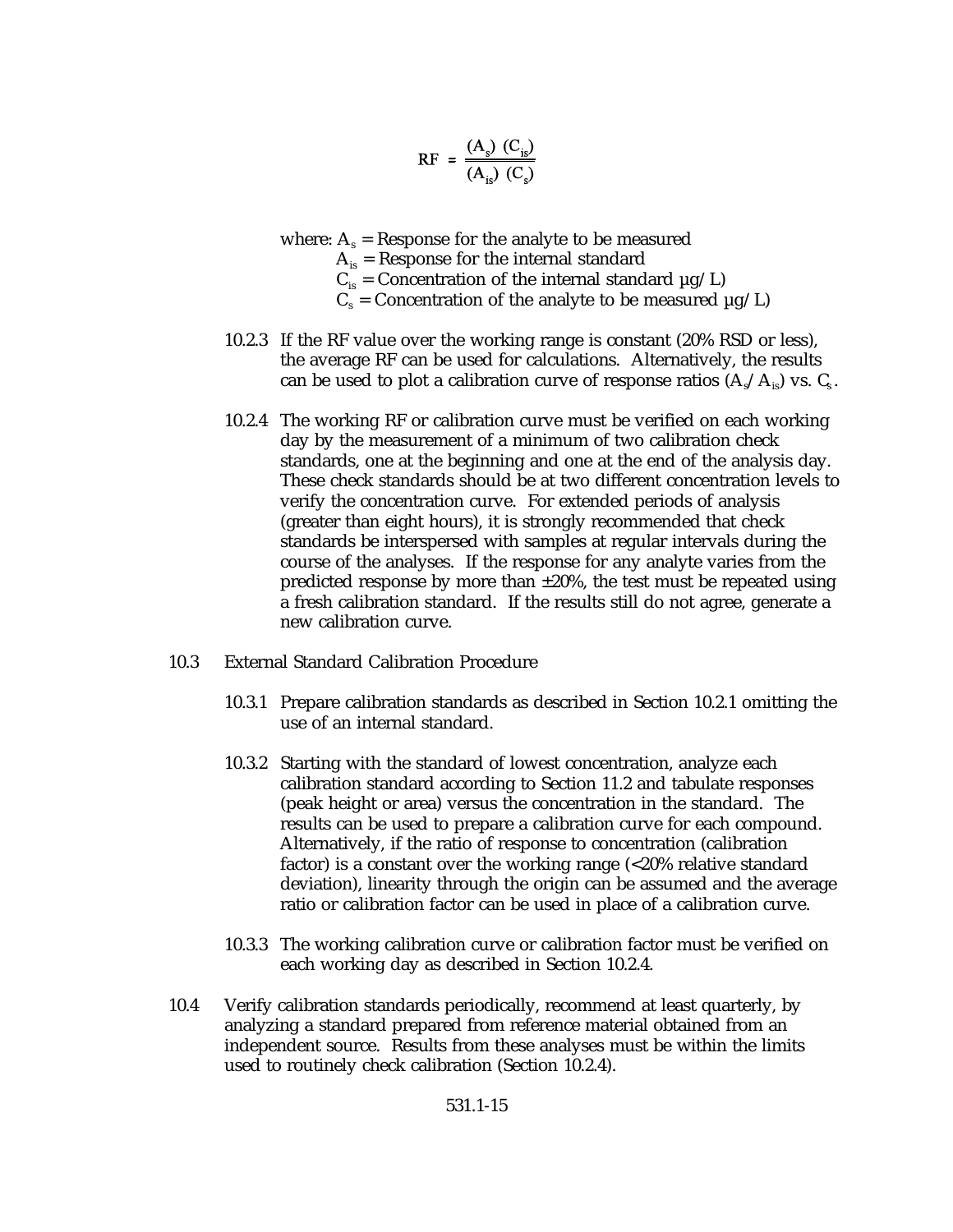$$RF = \frac{(A_s)\ (C_{is})}{(A_{is})\ (C_s)}$$

where: $A_s$ = Response for the analyte to be measured
$A_{is}$ = Response for the internal standard
$C_{is}$ = Concentration of the internal standard µg/L)
$C_s$ = Concentration of the analyte to be measured µg/L)

10.2.3 If the RF value over the working range is constant (20% RSD or less), the average RF can be used for calculations. Alternatively, the results can be used to plot a calibration curve of response ratios ($A_s/A_{is}$) vs. $C_s$.

10.2.4 The working RF or calibration curve must be verified on each working day by the measurement of a minimum of two calibration check standards, one at the beginning and one at the end of the analysis day. These check standards should be at two different concentration levels to verify the concentration curve. For extended periods of analysis (greater than eight hours), it is strongly recommended that check standards be interspersed with samples at regular intervals during the course of the analyses. If the response for any analyte varies from the predicted response by more than ±20%, the test must be repeated using a fresh calibration standard. If the results still do not agree, generate a new calibration curve.

10.3 External Standard Calibration Procedure

10.3.1 Prepare calibration standards as described in Section 10.2.1 omitting the use of an internal standard.

10.3.2 Starting with the standard of lowest concentration, analyze each calibration standard according to Section 11.2 and tabulate responses (peak height or area) versus the concentration in the standard. The results can be used to prepare a calibration curve for each compound. Alternatively, if the ratio of response to concentration (calibration factor) is a constant over the working range (<20% relative standard deviation), linearity through the origin can be assumed and the average ratio or calibration factor can be used in place of a calibration curve.

10.3.3 The working calibration curve or calibration factor must be verified on each working day as described in Section 10.2.4.

10.4 Verify calibration standards periodically, recommend at least quarterly, by analyzing a standard prepared from reference material obtained from an independent source. Results from these analyses must be within the limits used to routinely check calibration (Section 10.2.4).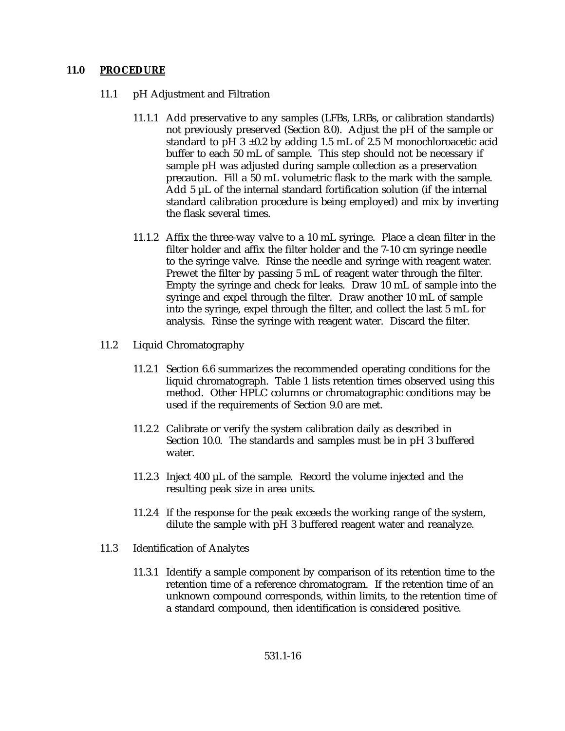## 11.0 PROCEDURE

### 11.1 pH Adjustment and Filtration

11.1.1 Add preservative to any samples (LFBs, LRBs, or calibration standards) not previously preserved (Section 8.0). Adjust the pH of the sample or standard to pH 3 ±0.2 by adding 1.5 mL of 2.5 M monochloroacetic acid buffer to each 50 mL of sample. This step should not be necessary if sample pH was adjusted during sample collection as a preservation precaution. Fill a 50 mL volumetric flask to the mark with the sample. Add 5 µL of the internal standard fortification solution (if the internal standard calibration procedure is being employed) and mix by inverting the flask several times.

11.1.2 Affix the three-way valve to a 10 mL syringe. Place a clean filter in the filter holder and affix the filter holder and the 7-10 cm syringe needle to the syringe valve. Rinse the needle and syringe with reagent water. Prewet the filter by passing 5 mL of reagent water through the filter. Empty the syringe and check for leaks. Draw 10 mL of sample into the syringe and expel through the filter. Draw another 10 mL of sample into the syringe, expel through the filter, and collect the last 5 mL for analysis. Rinse the syringe with reagent water. Discard the filter.

### 11.2 Liquid Chromatography

11.2.1 Section 6.6 summarizes the recommended operating conditions for the liquid chromatograph. Table 1 lists retention times observed using this method. Other HPLC columns or chromatographic conditions may be used if the requirements of Section 9.0 are met.

11.2.2 Calibrate or verify the system calibration daily as described in Section 10.0. The standards and samples must be in pH 3 buffered water.

11.2.3 Inject 400 µL of the sample. Record the volume injected and the resulting peak size in area units.

11.2.4 If the response for the peak exceeds the working range of the system, dilute the sample with pH 3 buffered reagent water and reanalyze.

### 11.3 Identification of Analytes

11.3.1 Identify a sample component by comparison of its retention time to the retention time of a reference chromatogram. If the retention time of an unknown compound corresponds, within limits, to the retention time of a standard compound, then identification is considered positive.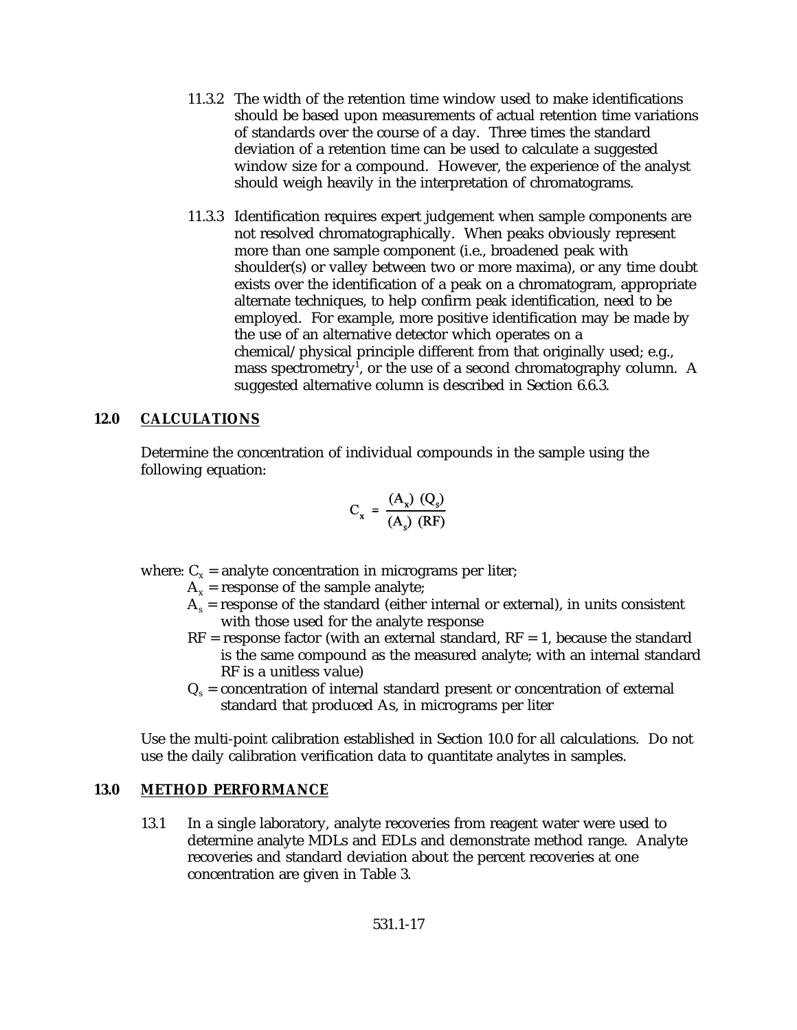11.3.2 The width of the retention time window used to make identifications should be based upon measurements of actual retention time variations of standards over the course of a day. Three times the standard deviation of a retention time can be used to calculate a suggested window size for a compound. However, the experience of the analyst should weigh heavily in the interpretation of chromatograms.

11.3.3 Identification requires expert judgement when sample components are not resolved chromatographically. When peaks obviously represent more than one sample component (i.e., broadened peak with shoulder(s) or valley between two or more maxima), or any time doubt exists over the identification of a peak on a chromatogram, appropriate alternate techniques, to help confirm peak identification, need to be employed. For example, more positive identification may be made by the use of an alternative detector which operates on a chemical/physical principle different from that originally used; e.g., mass spectrometry[1], or the use of a second chromatography column. A suggested alternative column is described in Section 6.6.3.

## 12.0 CALCULATIONS

Determine the concentration of individual compounds in the sample using the following equation:

$$C_x = \frac{(A_x)\ (Q_s)}{(A_s)\ (RF)}$$

where: $C_x$ = analyte concentration in micrograms per liter;
- $A_x$ = response of the sample analyte;
- $A_s$ = response of the standard (either internal or external), in units consistent with those used for the analyte response
- RF = response factor (with an external standard, RF = 1, because the standard is the same compound as the measured analyte; with an internal standard RF is a unitless value)
- $Q_s$ = concentration of internal standard present or concentration of external standard that produced As, in micrograms per liter

Use the multi-point calibration established in Section 10.0 for all calculations. Do not use the daily calibration verification data to quantitate analytes in samples.

## 13.0 METHOD PERFORMANCE

13.1 In a single laboratory, analyte recoveries from reagent water were used to determine analyte MDLs and EDLs and demonstrate method range. Analyte recoveries and standard deviation about the percent recoveries at one concentration are given in Table 3.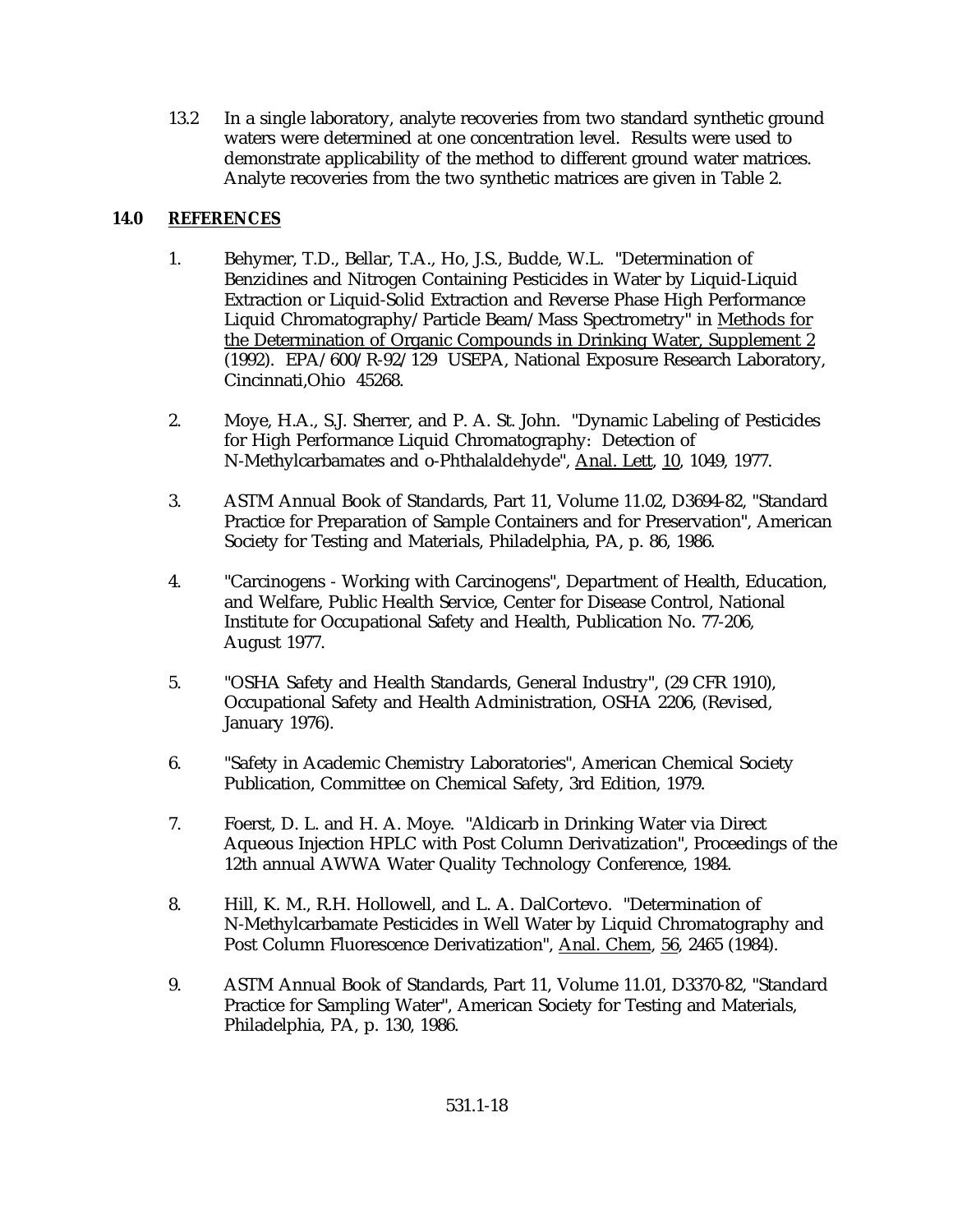13.2 In a single laboratory, analyte recoveries from two standard synthetic ground waters were determined at one concentration level. Results were used to demonstrate applicability of the method to different ground water matrices. Analyte recoveries from the two synthetic matrices are given in Table 2.

## 14.0 REFERENCES

1. Behymer, T.D., Bellar, T.A., Ho, J.S., Budde, W.L. "Determination of Benzidines and Nitrogen Containing Pesticides in Water by Liquid-Liquid Extraction or Liquid-Solid Extraction and Reverse Phase High Performance Liquid Chromatography/Particle Beam/Mass Spectrometry" in Methods for the Determination of Organic Compounds in Drinking Water, Supplement 2 (1992). EPA/600/R-92/129 USEPA, National Exposure Research Laboratory, Cincinnati,Ohio 45268.

2. Moye, H.A., S.J. Sherrer, and P. A. St. John. "Dynamic Labeling of Pesticides for High Performance Liquid Chromatography: Detection of N-Methylcarbamates and o-Phthalaldehyde", Anal. Lett, 10, 1049, 1977.

3. ASTM Annual Book of Standards, Part 11, Volume 11.02, D3694-82, "Standard Practice for Preparation of Sample Containers and for Preservation", American Society for Testing and Materials, Philadelphia, PA, p. 86, 1986.

4. "Carcinogens - Working with Carcinogens", Department of Health, Education, and Welfare, Public Health Service, Center for Disease Control, National Institute for Occupational Safety and Health, Publication No. 77-206, August 1977.

5. "OSHA Safety and Health Standards, General Industry", (29 CFR 1910), Occupational Safety and Health Administration, OSHA 2206, (Revised, January 1976).

6. "Safety in Academic Chemistry Laboratories", American Chemical Society Publication, Committee on Chemical Safety, 3rd Edition, 1979.

7. Foerst, D. L. and H. A. Moye. "Aldicarb in Drinking Water via Direct Aqueous Injection HPLC with Post Column Derivatization", Proceedings of the 12th annual AWWA Water Quality Technology Conference, 1984.

8. Hill, K. M., R.H. Hollowell, and L. A. DalCortevo. "Determination of N-Methylcarbamate Pesticides in Well Water by Liquid Chromatography and Post Column Fluorescence Derivatization", Anal. Chem, 56, 2465 (1984).

9. ASTM Annual Book of Standards, Part 11, Volume 11.01, D3370-82, "Standard Practice for Sampling Water", American Society for Testing and Materials, Philadelphia, PA, p. 130, 1986.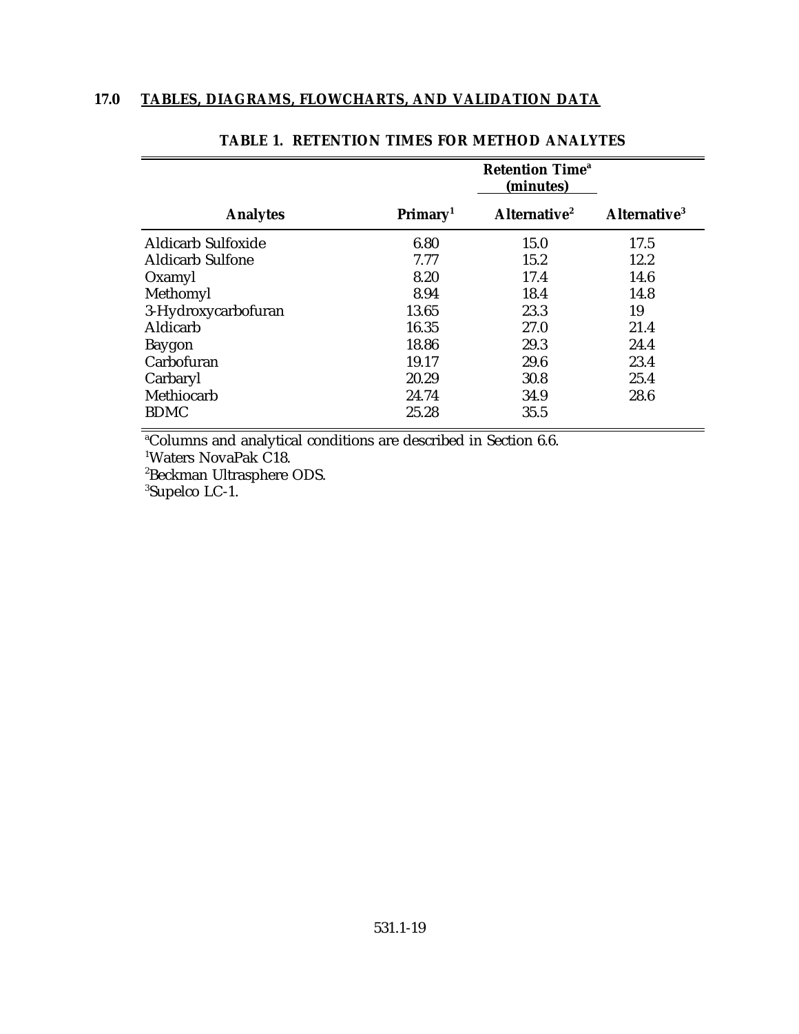## 17.0 TABLES, DIAGRAMS, FLOWCHARTS, AND VALIDATION DATA

**TABLE 1. RETENTION TIMES FOR METHOD ANALYTES**

| | | Retention Time[a] (minutes) | |
|---|---|---|---|
| **Analytes** | **Primary[1]** | **Alternative[2]** | **Alternative[3]** |
| Aldicarb Sulfoxide | 6.80 | 15.0 | 17.5 |
| Aldicarb Sulfone | 7.77 | 15.2 | 12.2 |
| Oxamyl | 8.20 | 17.4 | 14.6 |
| Methomyl | 8.94 | 18.4 | 14.8 |
| 3-Hydroxycarbofuran | 13.65 | 23.3 | 19 |
| Aldicarb | 16.35 | 27.0 | 21.4 |
| Baygon | 18.86 | 29.3 | 24.4 |
| Carbofuran | 19.17 | 29.6 | 23.4 |
| Carbaryl | 20.29 | 30.8 | 25.4 |
| Methiocarb | 24.74 | 34.9 | 28.6 |
| BDMC | 25.28 | 35.5 | |

[a]Columns and analytical conditions are described in Section 6.6.
[1]Waters NovaPak C18.
[2]Beckman Ultrasphere ODS.
[3]Supelco LC-1.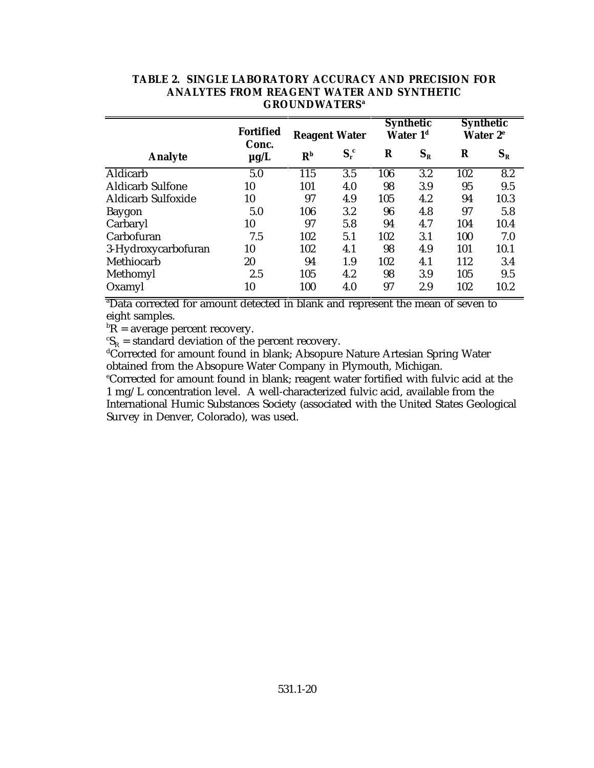**TABLE 2. SINGLE LABORATORY ACCURACY AND PRECISION FOR ANALYTES FROM REAGENT WATER AND SYNTHETIC GROUNDWATERS[a]**

| Analyte | Fortified Conc. µg/L | Reagent Water | | Synthetic Water 1[d] | | Synthetic Water 2[e] | |
|---|---|---|---|---|---|---|---|
| | | R[b] | $S_r$[c] | R | $S_R$ | R | $S_R$ |
| Aldicarb | 5.0 | 115 | 3.5 | 106 | 3.2 | 102 | 8.2 |
| Aldicarb Sulfone | 10 | 101 | 4.0 | 98 | 3.9 | 95 | 9.5 |
| Aldicarb Sulfoxide | 10 | 97 | 4.9 | 105 | 4.2 | 94 | 10.3 |
| Baygon | 5.0 | 106 | 3.2 | 96 | 4.8 | 97 | 5.8 |
| Carbaryl | 10 | 97 | 5.8 | 94 | 4.7 | 104 | 10.4 |
| Carbofuran | 7.5 | 102 | 5.1 | 102 | 3.1 | 100 | 7.0 |
| 3-Hydroxycarbofuran | 10 | 102 | 4.1 | 98 | 4.9 | 101 | 10.1 |
| Methiocarb | 20 | 94 | 1.9 | 102 | 4.1 | 112 | 3.4 |
| Methomyl | 2.5 | 105 | 4.2 | 98 | 3.9 | 105 | 9.5 |
| Oxamyl | 10 | 100 | 4.0 | 97 | 2.9 | 102 | 10.2 |

[a]Data corrected for amount detected in blank and represent the mean of seven to eight samples.

[b]R = average percent recovery.

[c]$S_R$ = standard deviation of the percent recovery.

[d]Corrected for amount found in blank; Absopure Nature Artesian Spring Water obtained from the Absopure Water Company in Plymouth, Michigan.

[e]Corrected for amount found in blank; reagent water fortified with fulvic acid at the 1 mg/L concentration level. A well-characterized fulvic acid, available from the International Humic Substances Society (associated with the United States Geological Survey in Denver, Colorado), was used.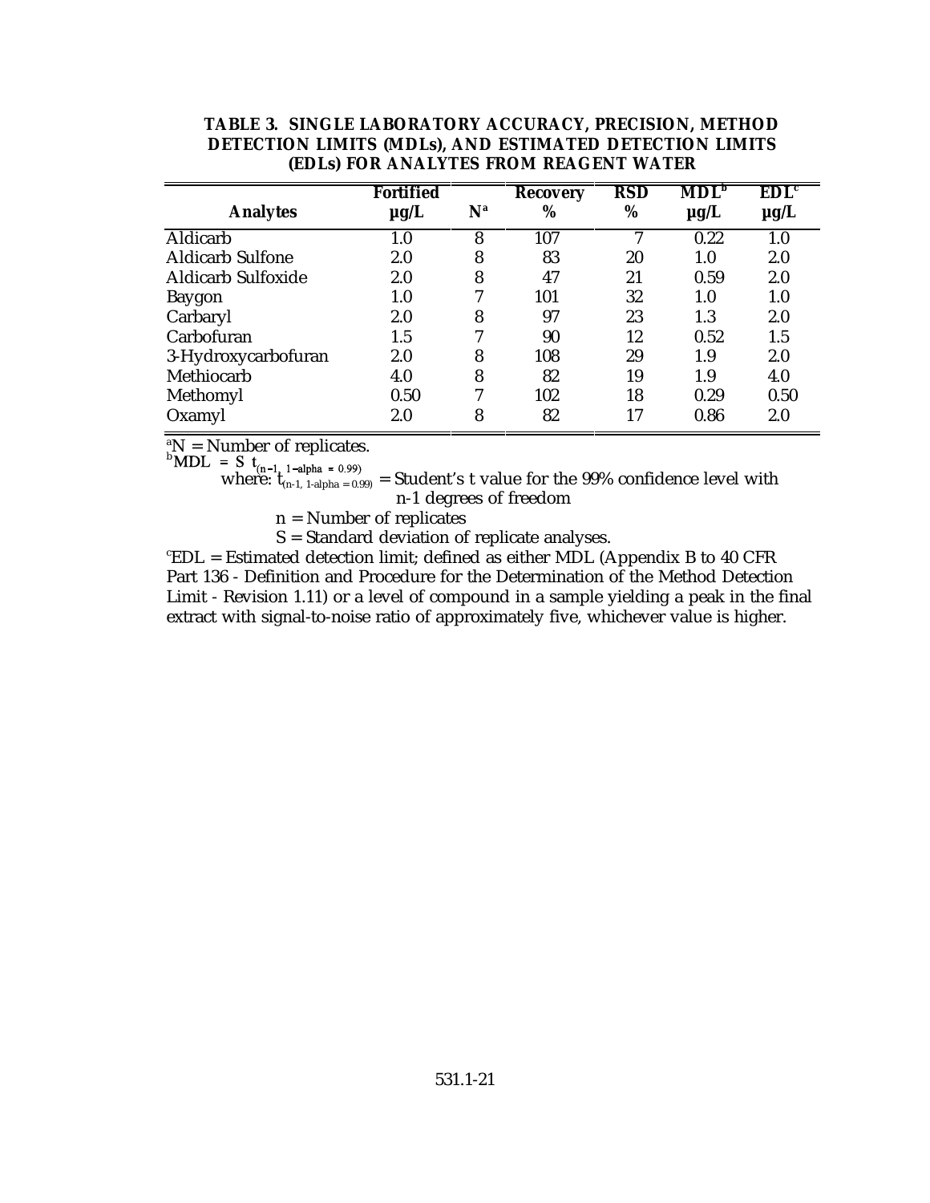**TABLE 3. SINGLE LABORATORY ACCURACY, PRECISION, METHOD DETECTION LIMITS (MDLs), AND ESTIMATED DETECTION LIMITS (EDLs) FOR ANALYTES FROM REAGENT WATER**

| Analytes | Fortified µg/L | N[a] | Recovery % | RSD % | MDL[b] µg/L | EDL[c] µg/L |
|---|---|---|---|---|---|---|
| Aldicarb | 1.0 | 8 | 107 | 7 | 0.22 | 1.0 |
| Aldicarb Sulfone | 2.0 | 8 | 83 | 20 | 1.0 | 2.0 |
| Aldicarb Sulfoxide | 2.0 | 8 | 47 | 21 | 0.59 | 2.0 |
| Baygon | 1.0 | 7 | 101 | 32 | 1.0 | 1.0 |
| Carbaryl | 2.0 | 8 | 97 | 23 | 1.3 | 2.0 |
| Carbofuran | 1.5 | 7 | 90 | 12 | 0.52 | 1.5 |
| 3-Hydroxycarbofuran | 2.0 | 8 | 108 | 29 | 1.9 | 2.0 |
| Methiocarb | 4.0 | 8 | 82 | 19 | 1.9 | 4.0 |
| Methomyl | 0.50 | 7 | 102 | 18 | 0.29 | 0.50 |
| Oxamyl | 2.0 | 8 | 82 | 17 | 0.86 | 2.0 |

[a]N = Number of replicates.

[b]MDL = $S\ t_{(n-1,\ 1-alpha\ =\ 0.99)}$

where: $t_{(n-1,\ 1-alpha\ =\ 0.99)}$ = Student's t value for the 99% confidence level with n-1 degrees of freedom

n = Number of replicates

S = Standard deviation of replicate analyses.

[c]EDL = Estimated detection limit; defined as either MDL (Appendix B to 40 CFR Part 136 - Definition and Procedure for the Determination of the Method Detection Limit - Revision 1.11) or a level of compound in a sample yielding a peak in the final extract with signal-to-noise ratio of approximately five, whichever value is higher.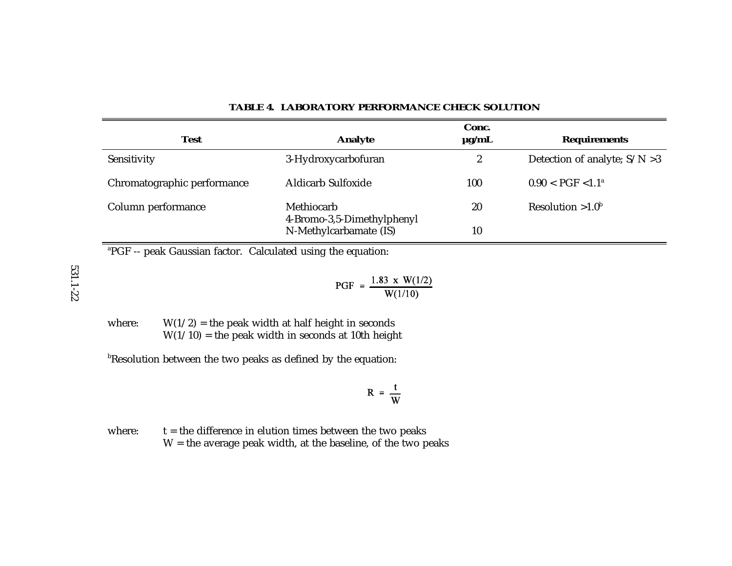**TABLE 4. LABORATORY PERFORMANCE CHECK SOLUTION**

| Test | Analyte | Conc. µg/mL | Requirements |
|---|---|---|---|
| Sensitivity | 3-Hydroxycarbofuran | 2 | Detection of analyte; S/N >3 |
| Chromatographic performance | Aldicarb Sulfoxide | 100 | 0.90 < PGF <1.1[a] |
| Column performance | Methiocarb | 20 | Resolution >1.0[b] |
| | 4-Bromo-3,5-Dimethylphenyl N-Methylcarbamate (IS) | 10 | |

[a]PGF -- peak Gaussian factor. Calculated using the equation:

$$PGF = \frac{1.83 \times W(1/2)}{W(1/10)}$$

where: $W(1/2)$ = the peak width at half height in seconds
$W(1/10)$ = the peak width in seconds at 10th height

[b]Resolution between the two peaks as defined by the equation:

$$R = \frac{t}{W}$$

where: $t$ = the difference in elution times between the two peaks
$W$ = the average peak width, at the baseline, of the two peaks